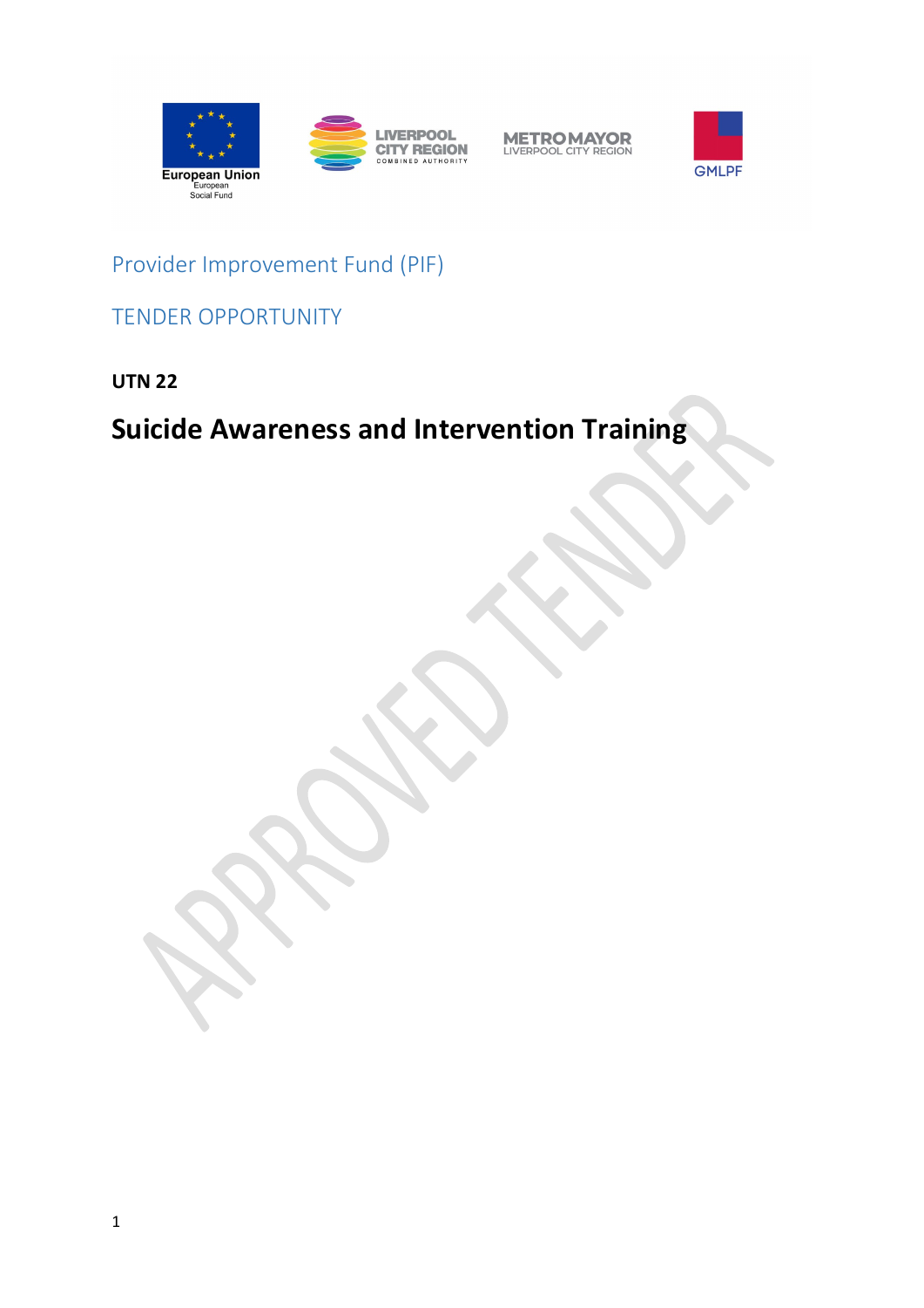Provider Improvement Fund (PIF)

TENDER OPPORTUNITY

**UTN 22**

# Suicide Awareness and Intervention Training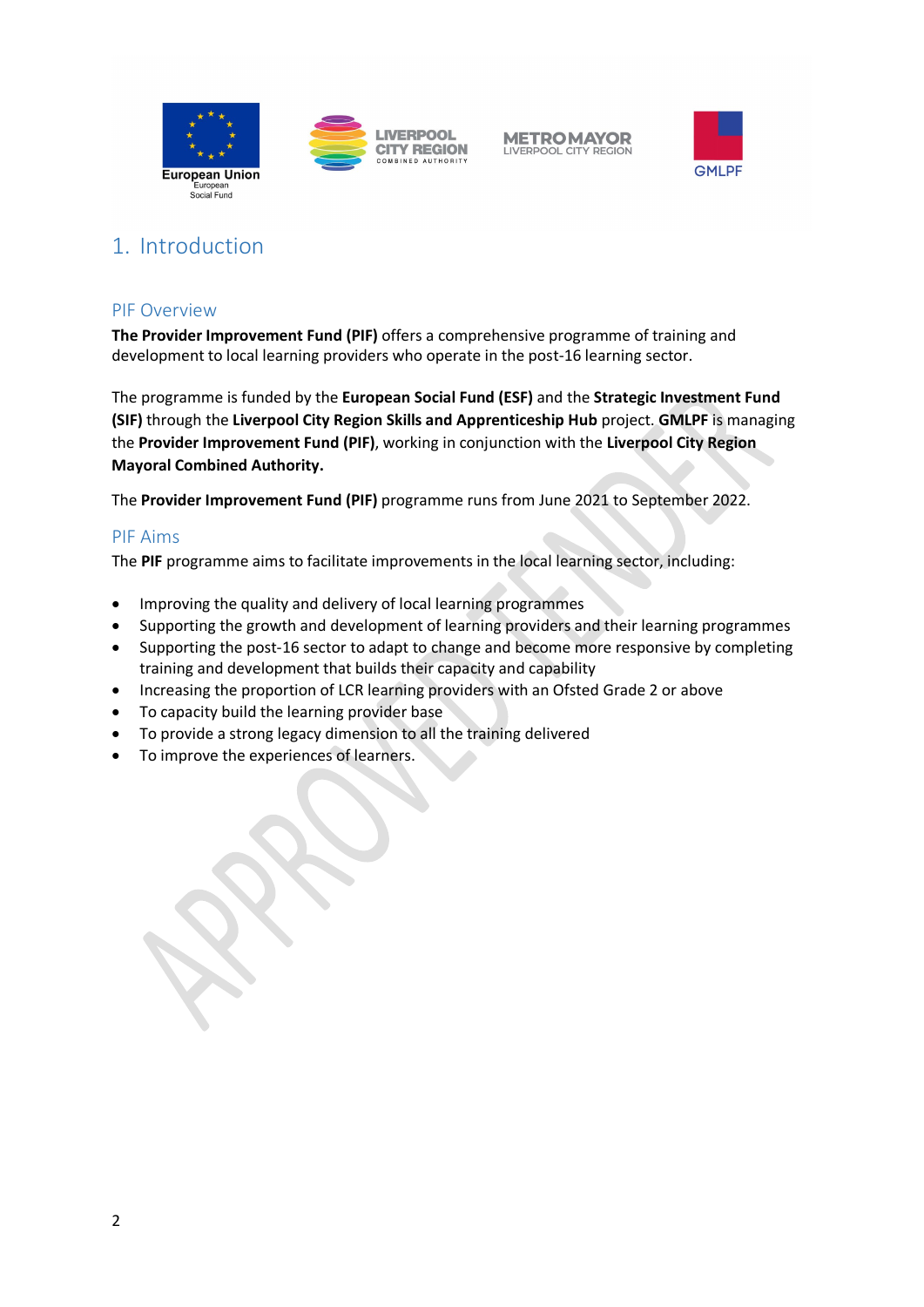# 1. Introduction

## PIF Overview

**The Provider Improvement Fund (PIF)** offers a comprehensive programme of training and development to local learning providers who operate in the post-16 learning sector.

The programme is funded by the **European Social Fund (ESF)** and the **Strategic Investment Fund (SIF)** through the **Liverpool City Region Skills and Apprenticeship Hub** project. **GMLPF** is managing the **Provider Improvement Fund (PIF)**, working in conjunction with the **Liverpool City Region Mayoral Combined Authority.**

The **Provider Improvement Fund (PIF)** programme runs from June 2021 to September 2022.

## PIF Aims

The **PIF** programme aims to facilitate improvements in the local learning sector, including:

- Improving the quality and delivery of local learning programmes
- Supporting the growth and development of learning providers and their learning programmes
- Supporting the post-16 sector to adapt to change and become more responsive by completing training and development that builds their capacity and capability
- Increasing the proportion of LCR learning providers with an Ofsted Grade 2 or above
- To capacity build the learning provider base
- To provide a strong legacy dimension to all the training delivered
- To improve the experiences of learners.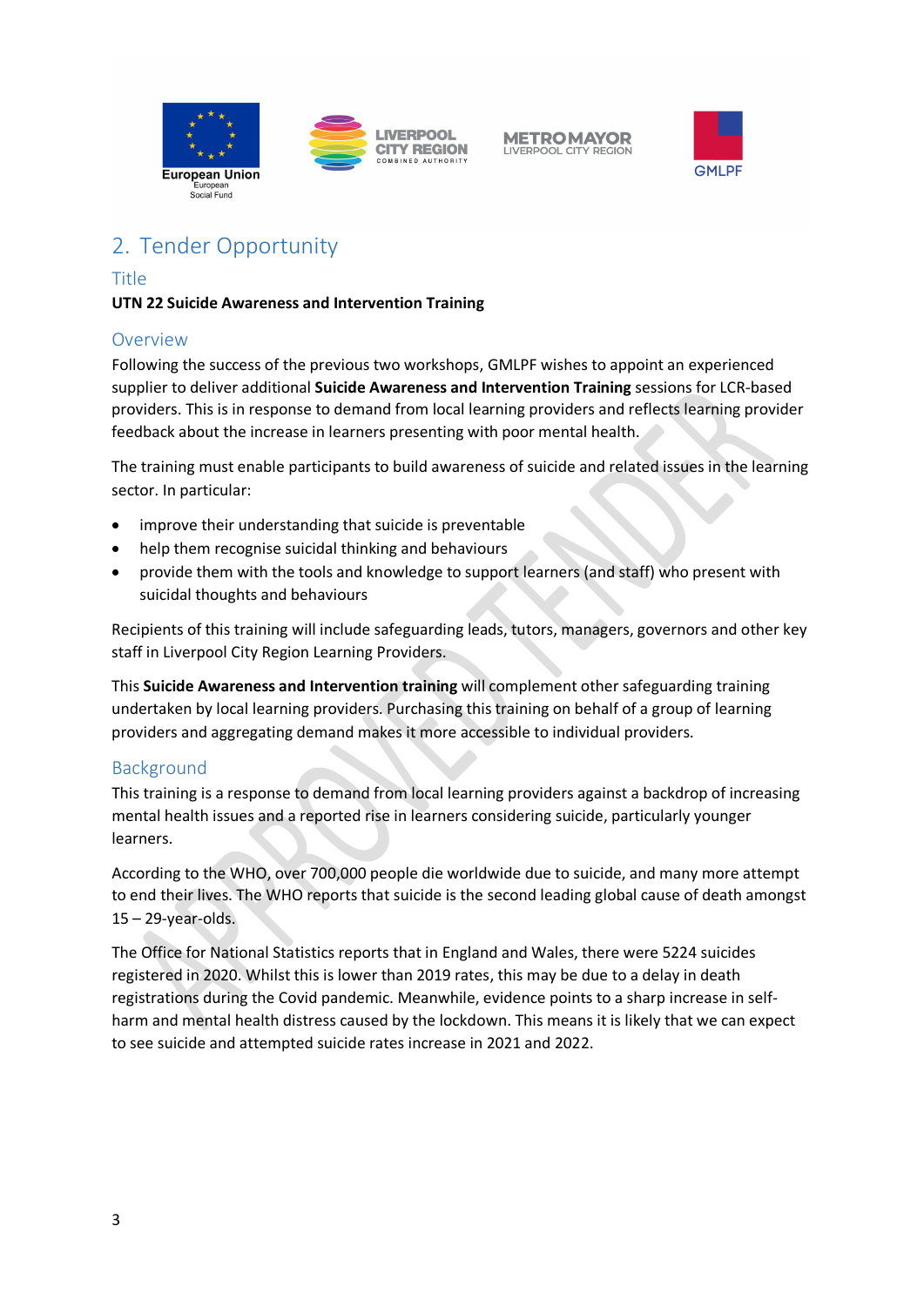## 2. Tender Opportunity

### Title

**UTN 22 Suicide Awareness and Intervention Training**

### Overview

Following the success of the previous two workshops, GMLPF wishes to appoint an experienced supplier to deliver additional **Suicide Awareness and Intervention Training** sessions for LCR-based providers. This is in response to demand from local learning providers and reflects learning provider feedback about the increase in learners presenting with poor mental health.

The training must enable participants to build awareness of suicide and related issues in the learning sector. In particular:

- improve their understanding that suicide is preventable
- help them recognise suicidal thinking and behaviours
- provide them with the tools and knowledge to support learners (and staff) who present with suicidal thoughts and behaviours

Recipients of this training will include safeguarding leads, tutors, managers, governors and other key staff in Liverpool City Region Learning Providers.

This **Suicide Awareness and Intervention training** will complement other safeguarding training undertaken by local learning providers. Purchasing this training on behalf of a group of learning providers and aggregating demand makes it more accessible to individual providers.

### Background

This training is a response to demand from local learning providers against a backdrop of increasing mental health issues and a reported rise in learners considering suicide, particularly younger learners.

According to the WHO, over 700,000 people die worldwide due to suicide, and many more attempt to end their lives. The WHO reports that suicide is the second leading global cause of death amongst 15 – 29-year-olds.

The Office for National Statistics reports that in England and Wales, there were 5224 suicides registered in 2020. Whilst this is lower than 2019 rates, this may be due to a delay in death registrations during the Covid pandemic. Meanwhile, evidence points to a sharp increase in self-harm and mental health distress caused by the lockdown. This means it is likely that we can expect to see suicide and attempted suicide rates increase in 2021 and 2022.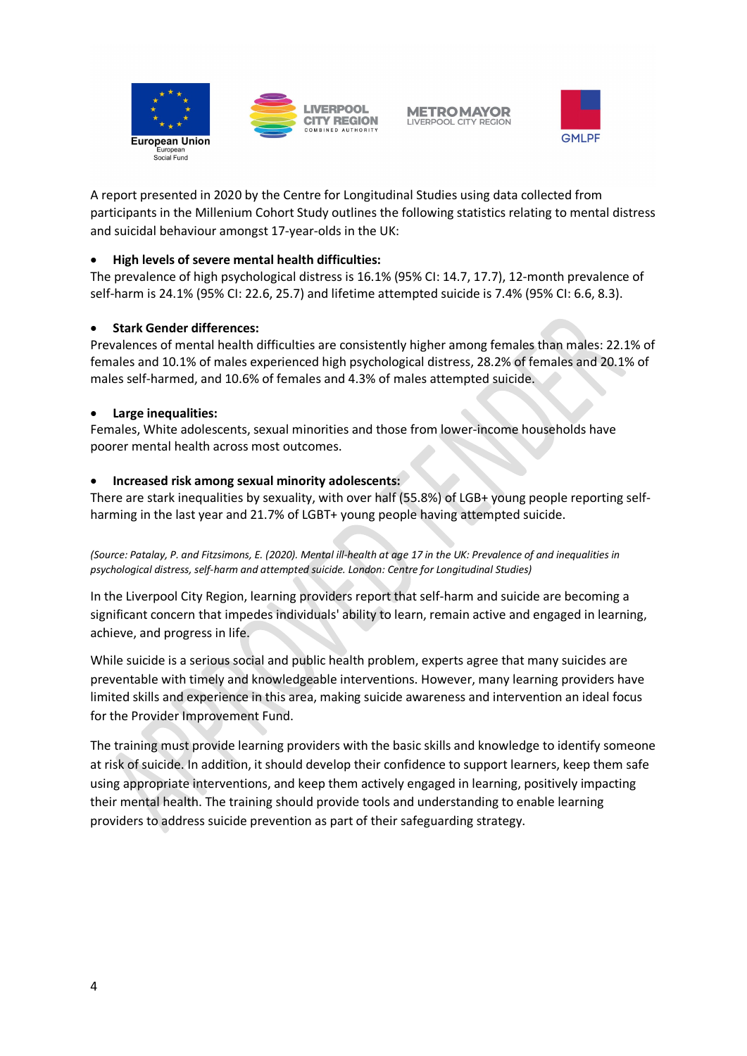A report presented in 2020 by the Centre for Longitudinal Studies using data collected from participants in the Millenium Cohort Study outlines the following statistics relating to mental distress and suicidal behaviour amongst 17-year-olds in the UK:

- **High levels of severe mental health difficulties:**

The prevalence of high psychological distress is 16.1% (95% CI: 14.7, 17.7), 12-month prevalence of self-harm is 24.1% (95% CI: 22.6, 25.7) and lifetime attempted suicide is 7.4% (95% CI: 6.6, 8.3).

- **Stark Gender differences:**

Prevalences of mental health difficulties are consistently higher among females than males: 22.1% of females and 10.1% of males experienced high psychological distress, 28.2% of females and 20.1% of males self-harmed, and 10.6% of females and 4.3% of males attempted suicide.

- **Large inequalities:**

Females, White adolescents, sexual minorities and those from lower-income households have poorer mental health across most outcomes.

- **Increased risk among sexual minority adolescents:**

There are stark inequalities by sexuality, with over half (55.8%) of LGB+ young people reporting self-harming in the last year and 21.7% of LGBT+ young people having attempted suicide.

*(Source: Patalay, P. and Fitzsimons, E. (2020). Mental ill-health at age 17 in the UK: Prevalence of and inequalities in psychological distress, self-harm and attempted suicide. London: Centre for Longitudinal Studies)*

In the Liverpool City Region, learning providers report that self-harm and suicide are becoming a significant concern that impedes individuals' ability to learn, remain active and engaged in learning, achieve, and progress in life.

While suicide is a serious social and public health problem, experts agree that many suicides are preventable with timely and knowledgeable interventions. However, many learning providers have limited skills and experience in this area, making suicide awareness and intervention an ideal focus for the Provider Improvement Fund.

The training must provide learning providers with the basic skills and knowledge to identify someone at risk of suicide. In addition, it should develop their confidence to support learners, keep them safe using appropriate interventions, and keep them actively engaged in learning, positively impacting their mental health. The training should provide tools and understanding to enable learning providers to address suicide prevention as part of their safeguarding strategy.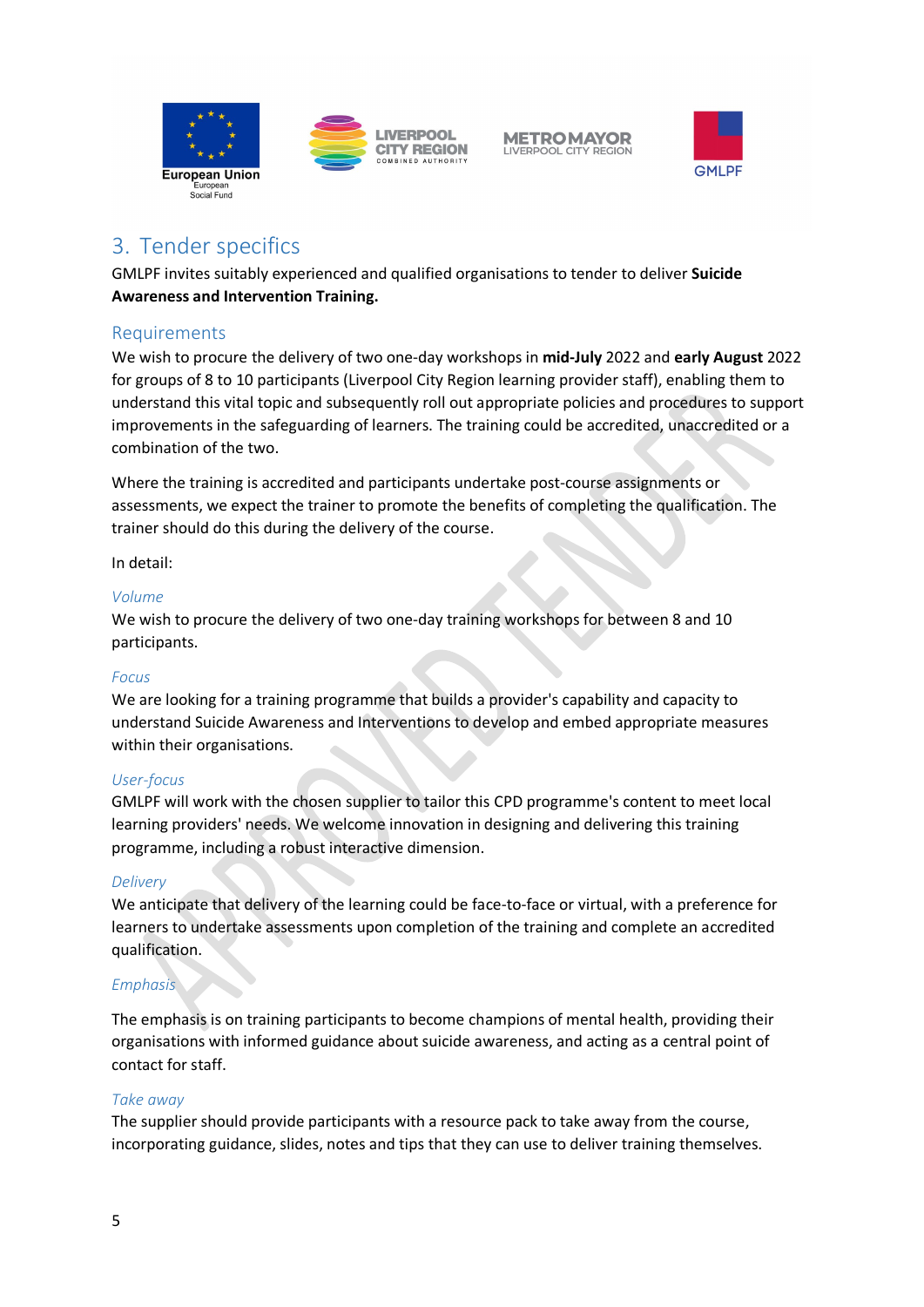## 3. Tender specifics

GMLPF invites suitably experienced and qualified organisations to tender to deliver **Suicide Awareness and Intervention Training.**

### Requirements

We wish to procure the delivery of two one-day workshops in **mid-July** 2022 and **early August** 2022 for groups of 8 to 10 participants (Liverpool City Region learning provider staff), enabling them to understand this vital topic and subsequently roll out appropriate policies and procedures to support improvements in the safeguarding of learners. The training could be accredited, unaccredited or a combination of the two.

Where the training is accredited and participants undertake post-course assignments or assessments, we expect the trainer to promote the benefits of completing the qualification. The trainer should do this during the delivery of the course.

In detail:

#### *Volume*

We wish to procure the delivery of two one-day training workshops for between 8 and 10 participants.

#### *Focus*

We are looking for a training programme that builds a provider's capability and capacity to understand Suicide Awareness and Interventions to develop and embed appropriate measures within their organisations.

#### *User-focus*

GMLPF will work with the chosen supplier to tailor this CPD programme's content to meet local learning providers' needs. We welcome innovation in designing and delivering this training programme, including a robust interactive dimension.

#### *Delivery*

We anticipate that delivery of the learning could be face-to-face or virtual, with a preference for learners to undertake assessments upon completion of the training and complete an accredited qualification.

#### *Emphasis*

The emphasis is on training participants to become champions of mental health, providing their organisations with informed guidance about suicide awareness, and acting as a central point of contact for staff.

#### *Take away*

The supplier should provide participants with a resource pack to take away from the course, incorporating guidance, slides, notes and tips that they can use to deliver training themselves.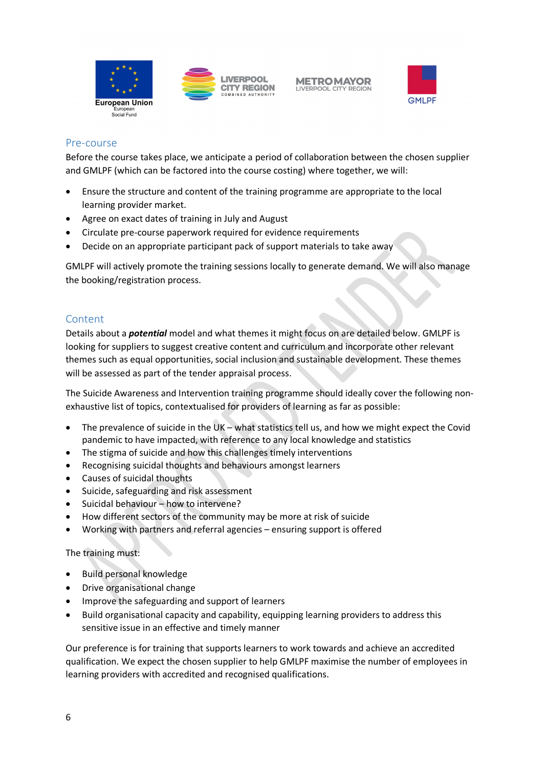## Pre-course

Before the course takes place, we anticipate a period of collaboration between the chosen supplier and GMLPF (which can be factored into the course costing) where together, we will:

- Ensure the structure and content of the training programme are appropriate to the local learning provider market.
- Agree on exact dates of training in July and August
- Circulate pre-course paperwork required for evidence requirements
- Decide on an appropriate participant pack of support materials to take away

GMLPF will actively promote the training sessions locally to generate demand. We will also manage the booking/registration process.

## Content

Details about a ***potential*** model and what themes it might focus on are detailed below. GMLPF is looking for suppliers to suggest creative content and curriculum and incorporate other relevant themes such as equal opportunities, social inclusion and sustainable development. These themes will be assessed as part of the tender appraisal process.

The Suicide Awareness and Intervention training programme should ideally cover the following non-exhaustive list of topics, contextualised for providers of learning as far as possible:

- The prevalence of suicide in the UK – what statistics tell us, and how we might expect the Covid pandemic to have impacted, with reference to any local knowledge and statistics
- The stigma of suicide and how this challenges timely interventions
- Recognising suicidal thoughts and behaviours amongst learners
- Causes of suicidal thoughts
- Suicide, safeguarding and risk assessment
- Suicidal behaviour – how to intervene?
- How different sectors of the community may be more at risk of suicide
- Working with partners and referral agencies – ensuring support is offered

The training must:

- Build personal knowledge
- Drive organisational change
- Improve the safeguarding and support of learners
- Build organisational capacity and capability, equipping learning providers to address this sensitive issue in an effective and timely manner

Our preference is for training that supports learners to work towards and achieve an accredited qualification. We expect the chosen supplier to help GMLPF maximise the number of employees in learning providers with accredited and recognised qualifications.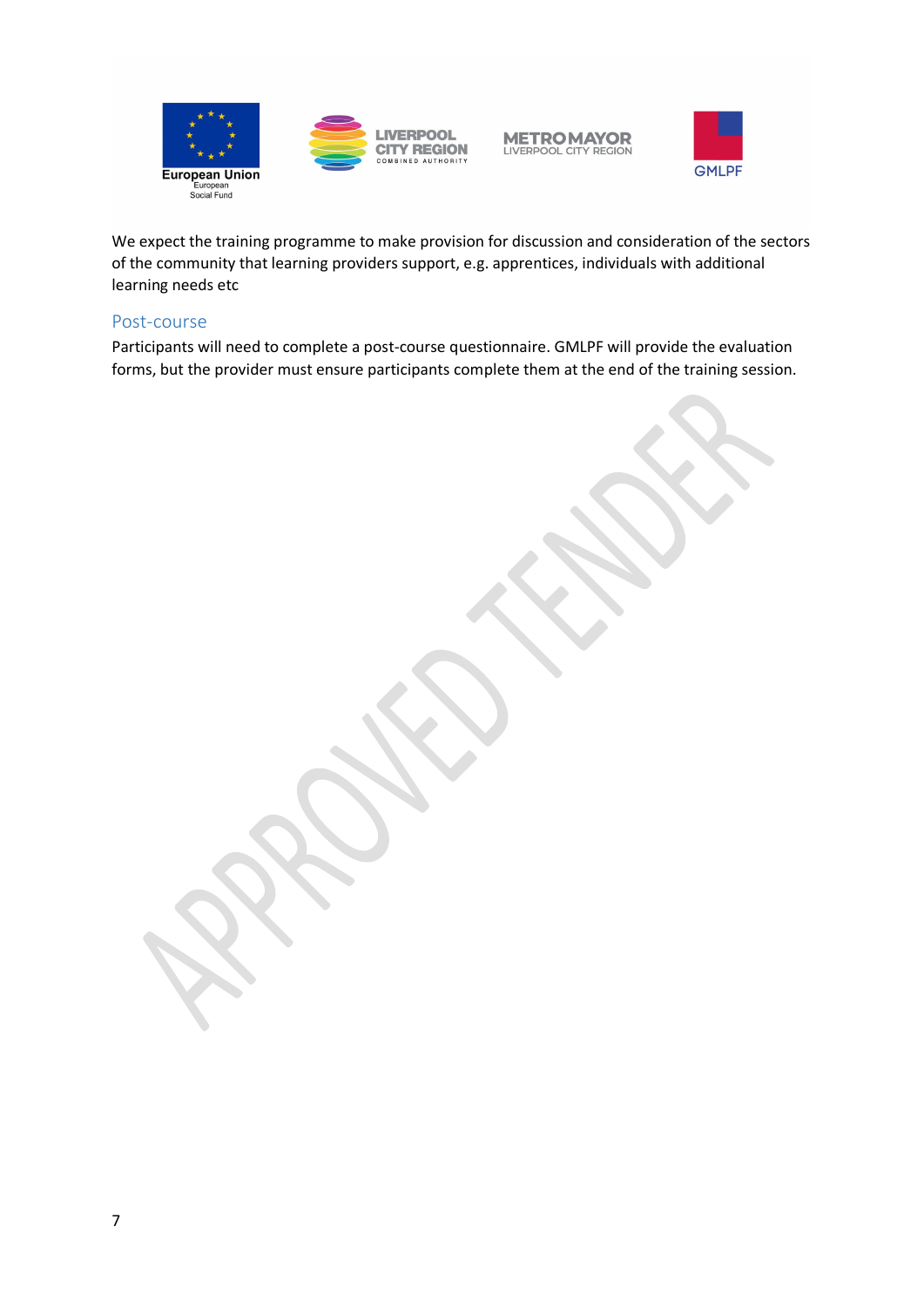We expect the training programme to make provision for discussion and consideration of the sectors of the community that learning providers support, e.g. apprentices, individuals with additional learning needs etc

## Post-course

Participants will need to complete a post-course questionnaire. GMLPF will provide the evaluation forms, but the provider must ensure participants complete them at the end of the training session.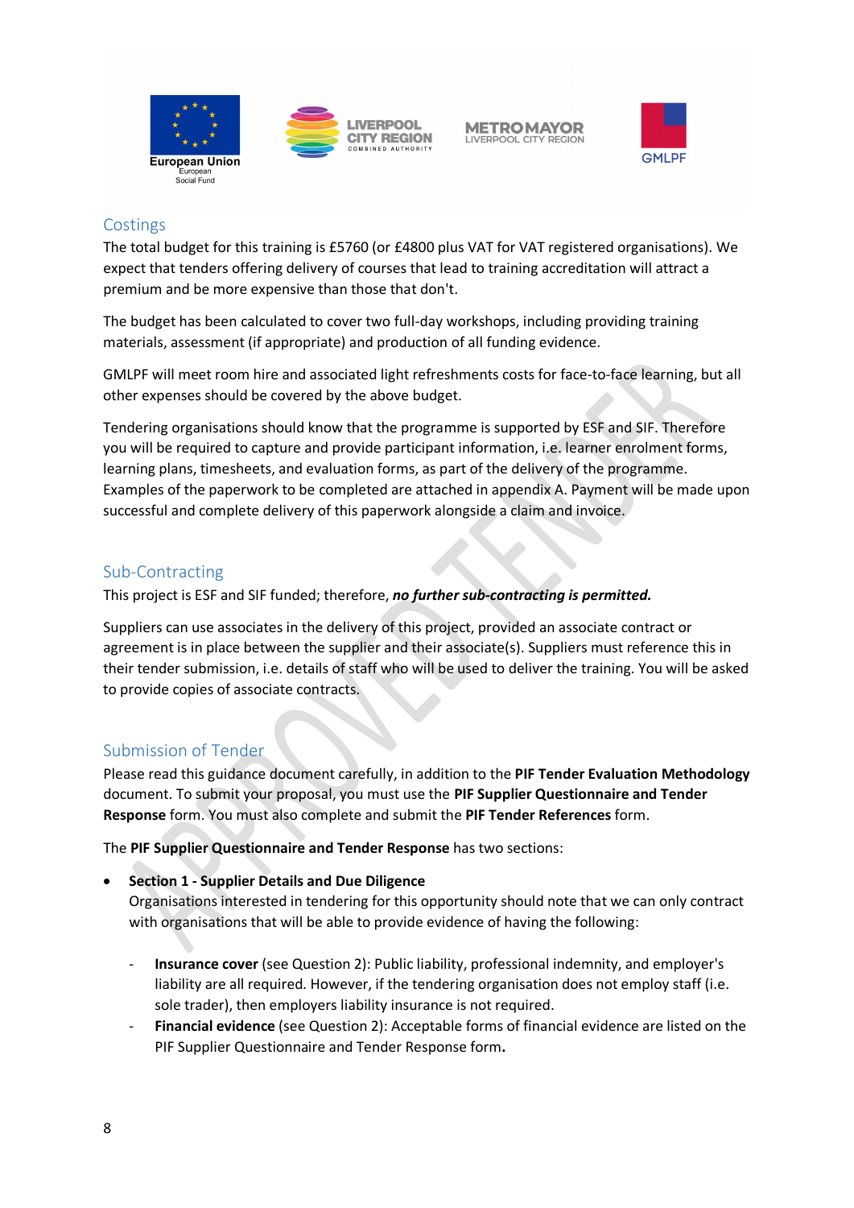## Costings

The total budget for this training is £5760 (or £4800 plus VAT for VAT registered organisations). We expect that tenders offering delivery of courses that lead to training accreditation will attract a premium and be more expensive than those that don't.

The budget has been calculated to cover two full-day workshops, including providing training materials, assessment (if appropriate) and production of all funding evidence.

GMLPF will meet room hire and associated light refreshments costs for face-to-face learning, but all other expenses should be covered by the above budget.

Tendering organisations should know that the programme is supported by ESF and SIF. Therefore you will be required to capture and provide participant information, i.e. learner enrolment forms, learning plans, timesheets, and evaluation forms, as part of the delivery of the programme. Examples of the paperwork to be completed are attached in appendix A. Payment will be made upon successful and complete delivery of this paperwork alongside a claim and invoice.

## Sub-Contracting

This project is ESF and SIF funded; therefore, ***no further sub-contracting is permitted.***

Suppliers can use associates in the delivery of this project, provided an associate contract or agreement is in place between the supplier and their associate(s). Suppliers must reference this in their tender submission, i.e. details of staff who will be used to deliver the training. You will be asked to provide copies of associate contracts.

## Submission of Tender

Please read this guidance document carefully, in addition to the **PIF Tender Evaluation Methodology** document. To submit your proposal, you must use the **PIF Supplier Questionnaire and Tender Response** form. You must also complete and submit the **PIF Tender References** form.

The **PIF Supplier Questionnaire and Tender Response** has two sections:

- **Section 1 - Supplier Details and Due Diligence**
  Organisations interested in tendering for this opportunity should note that we can only contract with organisations that will be able to provide evidence of having the following:

  - **Insurance cover** (see Question 2): Public liability, professional indemnity, and employer's liability are all required. However, if the tendering organisation does not employ staff (i.e. sole trader), then employers liability insurance is not required.
  - **Financial evidence** (see Question 2): Acceptable forms of financial evidence are listed on the PIF Supplier Questionnaire and Tender Response form**.**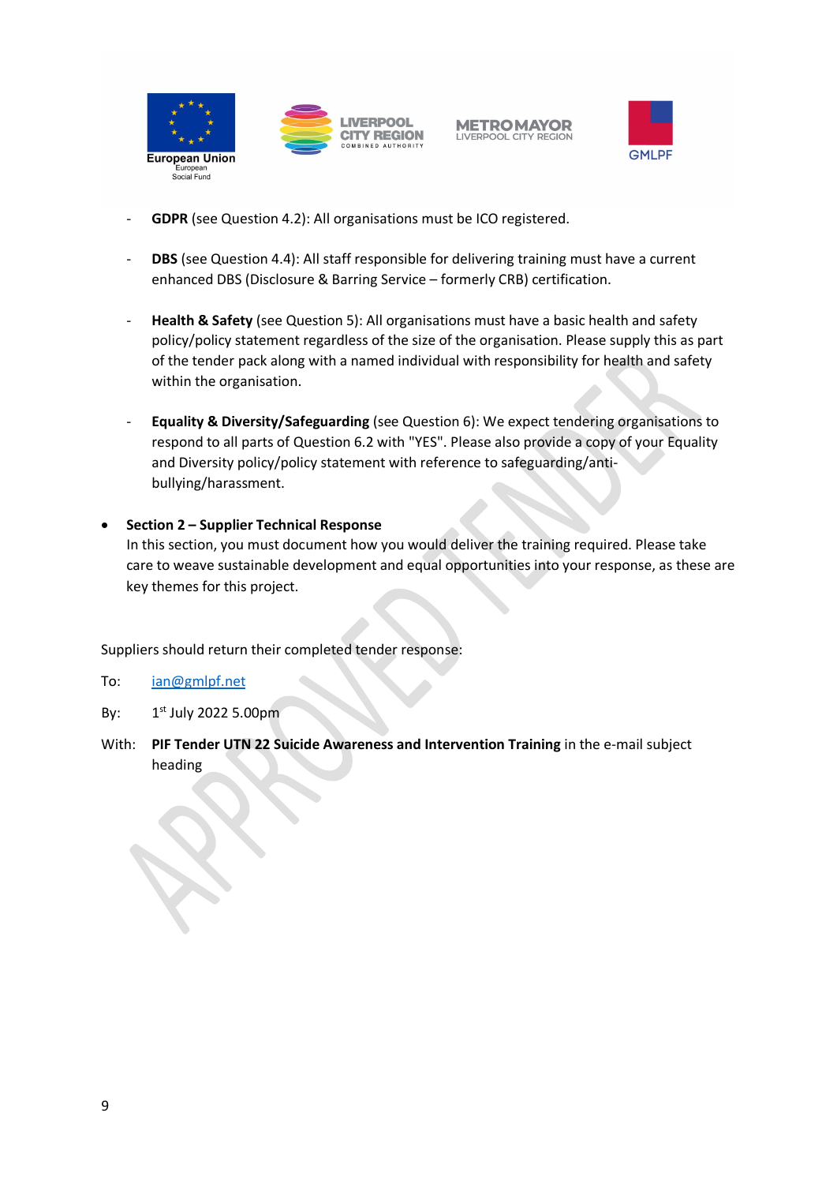- **GDPR** (see Question 4.2): All organisations must be ICO registered.

- **DBS** (see Question 4.4): All staff responsible for delivering training must have a current enhanced DBS (Disclosure & Barring Service – formerly CRB) certification.

- **Health & Safety** (see Question 5): All organisations must have a basic health and safety policy/policy statement regardless of the size of the organisation. Please supply this as part of the tender pack along with a named individual with responsibility for health and safety within the organisation.

- **Equality & Diversity/Safeguarding** (see Question 6): We expect tendering organisations to respond to all parts of Question 6.2 with "YES". Please also provide a copy of your Equality and Diversity policy/policy statement with reference to safeguarding/anti-bullying/harassment.

- **Section 2 – Supplier Technical Response**
  In this section, you must document how you would deliver the training required. Please take care to weave sustainable development and equal opportunities into your response, as these are key themes for this project.

Suppliers should return their completed tender response:

To: ian@gmlpf.net

By: 1st July 2022 5.00pm

With: **PIF Tender UTN 22 Suicide Awareness and Intervention Training** in the e-mail subject heading